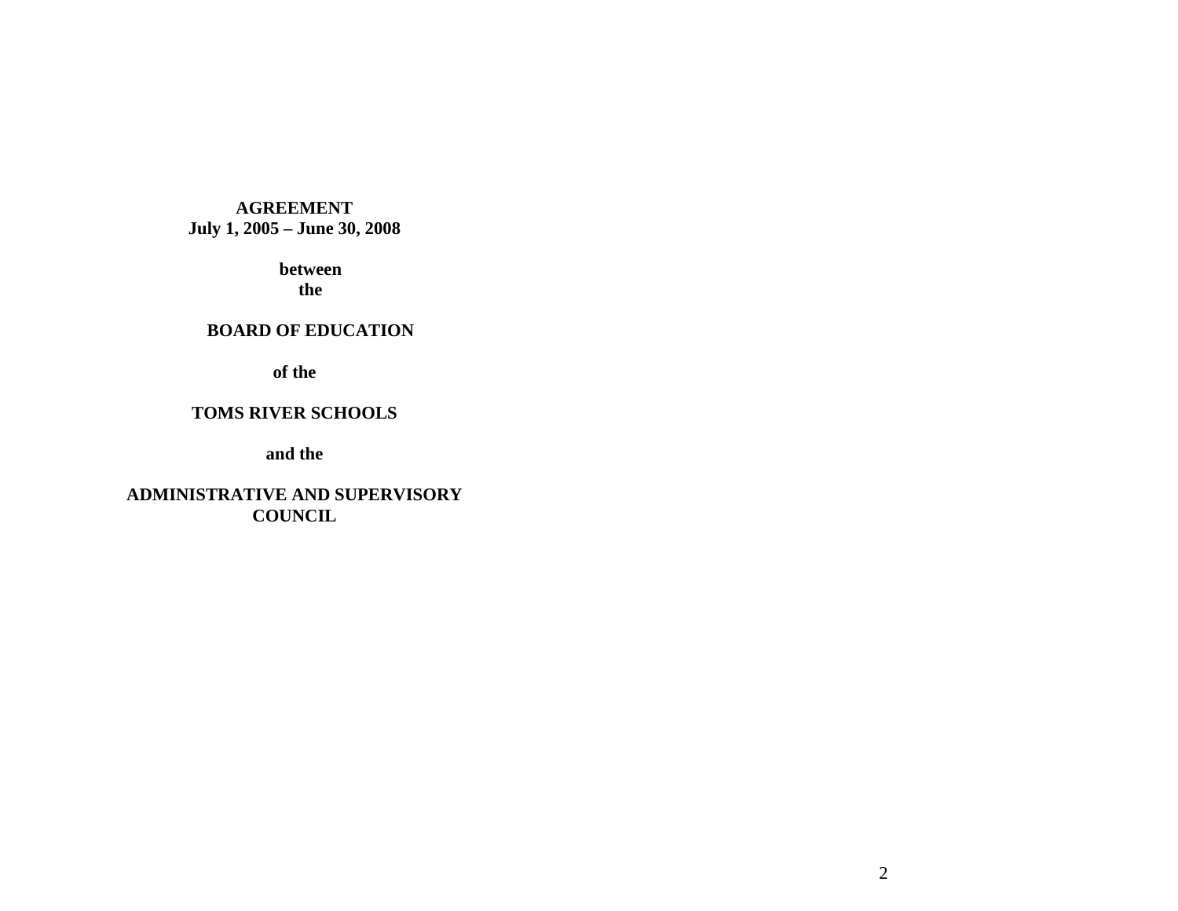**AGREEMENT**
**July 1, 2005 – June 30, 2008**

**between**
**the**

**BOARD OF EDUCATION**

**of the**

**TOMS RIVER SCHOOLS**

**and the**

**ADMINISTRATIVE AND SUPERVISORY COUNCIL**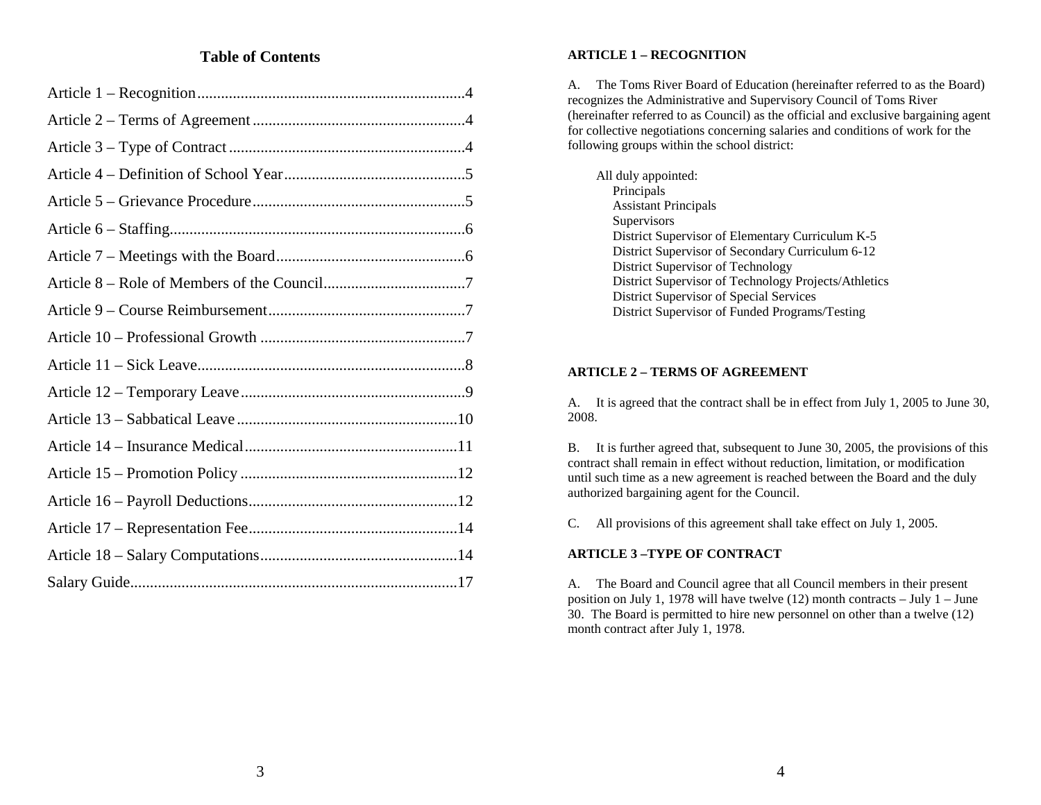## Table of Contents

| | |
|---|---|
| Article 1 – Recognition | 4 |
| Article 2 – Terms of Agreement | 4 |
| Article 3 – Type of Contract | 4 |
| Article 4 – Definition of School Year | 5 |
| Article 5 – Grievance Procedure | 5 |
| Article 6 – Staffing | 6 |
| Article 7 – Meetings with the Board | 6 |
| Article 8 – Role of Members of the Council | 7 |
| Article 9 – Course Reimbursement | 7 |
| Article 10 – Professional Growth | 7 |
| Article 11 – Sick Leave | 8 |
| Article 12 – Temporary Leave | 9 |
| Article 13 – Sabbatical Leave | 10 |
| Article 14 – Insurance Medical | 11 |
| Article 15 – Promotion Policy | 12 |
| Article 16 – Payroll Deductions | 12 |
| Article 17 – Representation Fee | 14 |
| Article 18 – Salary Computations | 14 |
| Salary Guide | 17 |

**ARTICLE 1 – RECOGNITION**

A. The Toms River Board of Education (hereinafter referred to as the Board) recognizes the Administrative and Supervisory Council of Toms River (hereinafter referred to as Council) as the official and exclusive bargaining agent for collective negotiations concerning salaries and conditions of work for the following groups within the school district:

All duly appointed:

- Principals
- Assistant Principals
- Supervisors
- District Supervisor of Elementary Curriculum K-5
- District Supervisor of Secondary Curriculum 6-12
- District Supervisor of Technology
- District Supervisor of Technology Projects/Athletics
- District Supervisor of Special Services
- District Supervisor of Funded Programs/Testing

**ARTICLE 2 – TERMS OF AGREEMENT**

A. It is agreed that the contract shall be in effect from July 1, 2005 to June 30, 2008.

B. It is further agreed that, subsequent to June 30, 2005, the provisions of this contract shall remain in effect without reduction, limitation, or modification until such time as a new agreement is reached between the Board and the duly authorized bargaining agent for the Council.

C. All provisions of this agreement shall take effect on July 1, 2005.

**ARTICLE 3 –TYPE OF CONTRACT**

A. The Board and Council agree that all Council members in their present position on July 1, 1978 will have twelve (12) month contracts – July 1 – June 30. The Board is permitted to hire new personnel on other than a twelve (12) month contract after July 1, 1978.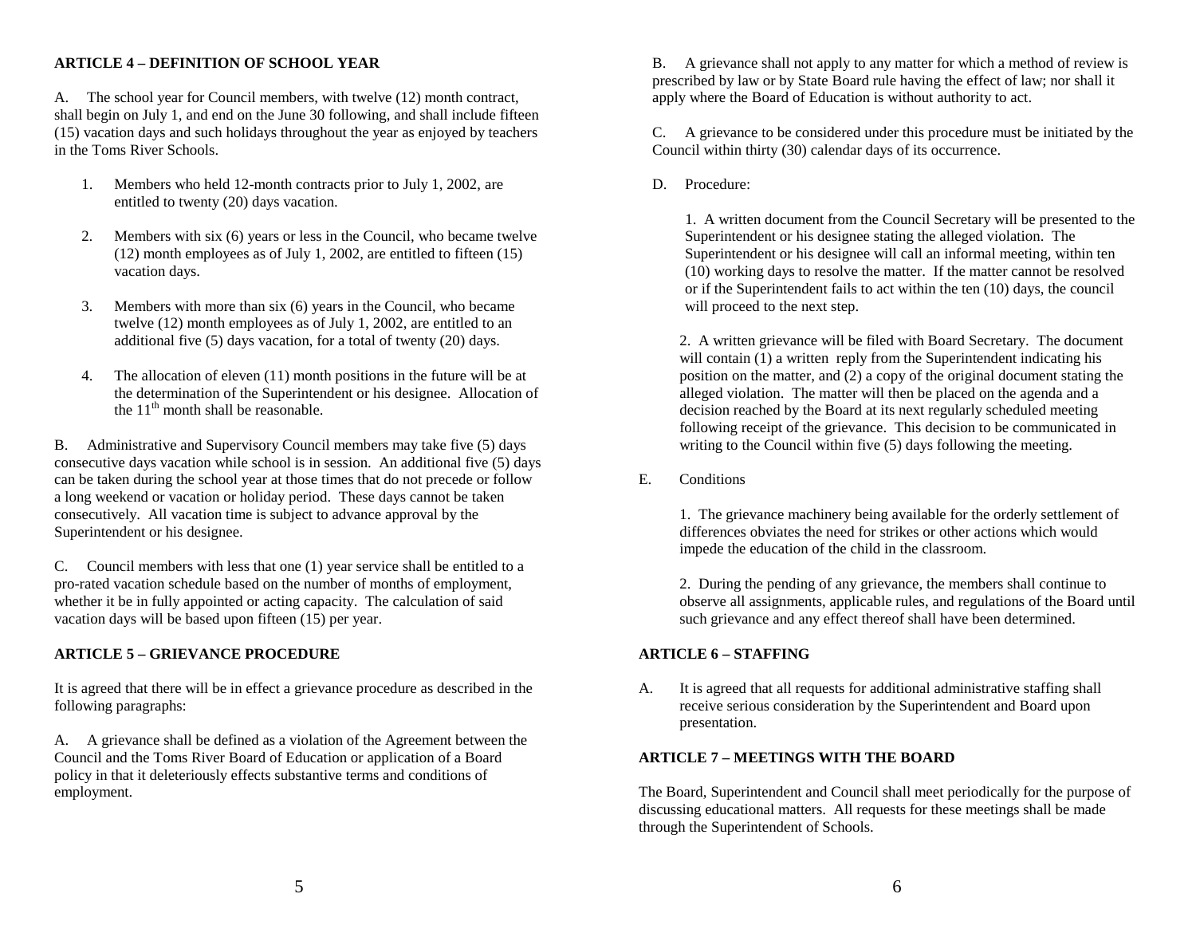## ARTICLE 4 – DEFINITION OF SCHOOL YEAR

A. The school year for Council members, with twelve (12) month contract, shall begin on July 1, and end on the June 30 following, and shall include fifteen (15) vacation days and such holidays throughout the year as enjoyed by teachers in the Toms River Schools.

1. Members who held 12-month contracts prior to July 1, 2002, are entitled to twenty (20) days vacation.

2. Members with six (6) years or less in the Council, who became twelve (12) month employees as of July 1, 2002, are entitled to fifteen (15) vacation days.

3. Members with more than six (6) years in the Council, who became twelve (12) month employees as of July 1, 2002, are entitled to an additional five (5) days vacation, for a total of twenty (20) days.

4. The allocation of eleven (11) month positions in the future will be at the determination of the Superintendent or his designee. Allocation of the 11th month shall be reasonable.

B. Administrative and Supervisory Council members may take five (5) days consecutive days vacation while school is in session. An additional five (5) days can be taken during the school year at those times that do not precede or follow a long weekend or vacation or holiday period. These days cannot be taken consecutively. All vacation time is subject to advance approval by the Superintendent or his designee.

C. Council members with less that one (1) year service shall be entitled to a pro-rated vacation schedule based on the number of months of employment, whether it be in fully appointed or acting capacity. The calculation of said vacation days will be based upon fifteen (15) per year.

## ARTICLE 5 – GRIEVANCE PROCEDURE

It is agreed that there will be in effect a grievance procedure as described in the following paragraphs:

A. A grievance shall be defined as a violation of the Agreement between the Council and the Toms River Board of Education or application of a Board policy in that it deleteriously effects substantive terms and conditions of employment.

B. A grievance shall not apply to any matter for which a method of review is prescribed by law or by State Board rule having the effect of law; nor shall it apply where the Board of Education is without authority to act.

C. A grievance to be considered under this procedure must be initiated by the Council within thirty (30) calendar days of its occurrence.

D. Procedure:

1. A written document from the Council Secretary will be presented to the Superintendent or his designee stating the alleged violation. The Superintendent or his designee will call an informal meeting, within ten (10) working days to resolve the matter. If the matter cannot be resolved or if the Superintendent fails to act within the ten (10) days, the council will proceed to the next step.

2. A written grievance will be filed with Board Secretary. The document will contain (1) a written reply from the Superintendent indicating his position on the matter, and (2) a copy of the original document stating the alleged violation. The matter will then be placed on the agenda and a decision reached by the Board at its next regularly scheduled meeting following receipt of the grievance. This decision to be communicated in writing to the Council within five (5) days following the meeting.

E. Conditions

1. The grievance machinery being available for the orderly settlement of differences obviates the need for strikes or other actions which would impede the education of the child in the classroom.

2. During the pending of any grievance, the members shall continue to observe all assignments, applicable rules, and regulations of the Board until such grievance and any effect thereof shall have been determined.

## ARTICLE 6 – STAFFING

A. It is agreed that all requests for additional administrative staffing shall receive serious consideration by the Superintendent and Board upon presentation.

## ARTICLE 7 – MEETINGS WITH THE BOARD

The Board, Superintendent and Council shall meet periodically for the purpose of discussing educational matters. All requests for these meetings shall be made through the Superintendent of Schools.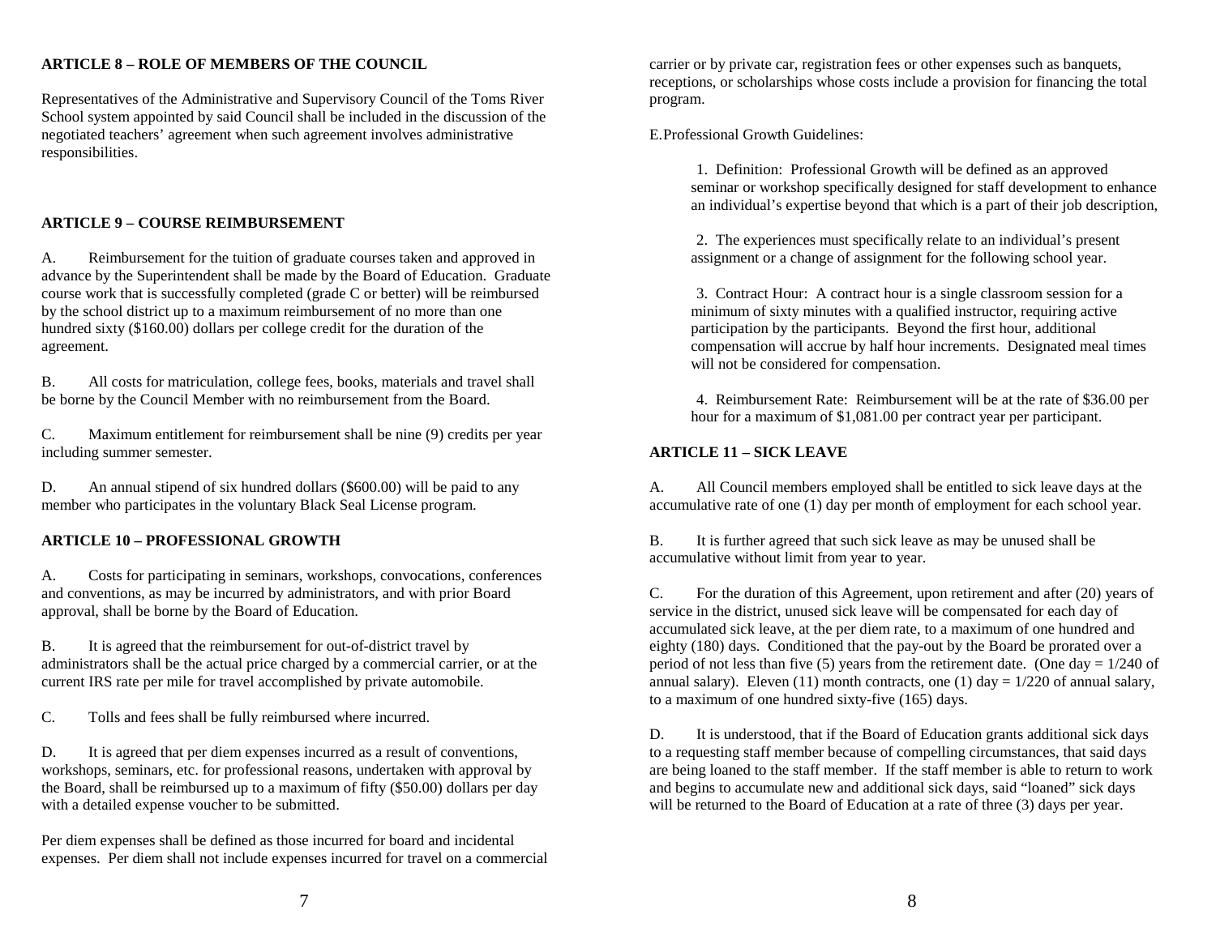## ARTICLE 8 – ROLE OF MEMBERS OF THE COUNCIL

Representatives of the Administrative and Supervisory Council of the Toms River School system appointed by said Council shall be included in the discussion of the negotiated teachers' agreement when such agreement involves administrative responsibilities.

## ARTICLE 9 – COURSE REIMBURSEMENT

A. Reimbursement for the tuition of graduate courses taken and approved in advance by the Superintendent shall be made by the Board of Education. Graduate course work that is successfully completed (grade C or better) will be reimbursed by the school district up to a maximum reimbursement of no more than one hundred sixty ($160.00) dollars per college credit for the duration of the agreement.

B. All costs for matriculation, college fees, books, materials and travel shall be borne by the Council Member with no reimbursement from the Board.

C. Maximum entitlement for reimbursement shall be nine (9) credits per year including summer semester.

D. An annual stipend of six hundred dollars ($600.00) will be paid to any member who participates in the voluntary Black Seal License program.

## ARTICLE 10 – PROFESSIONAL GROWTH

A. Costs for participating in seminars, workshops, convocations, conferences and conventions, as may be incurred by administrators, and with prior Board approval, shall be borne by the Board of Education.

B. It is agreed that the reimbursement for out-of-district travel by administrators shall be the actual price charged by a commercial carrier, or at the current IRS rate per mile for travel accomplished by private automobile.

C. Tolls and fees shall be fully reimbursed where incurred.

D. It is agreed that per diem expenses incurred as a result of conventions, workshops, seminars, etc. for professional reasons, undertaken with approval by the Board, shall be reimbursed up to a maximum of fifty ($50.00) dollars per day with a detailed expense voucher to be submitted.

Per diem expenses shall be defined as those incurred for board and incidental expenses. Per diem shall not include expenses incurred for travel on a commercial carrier or by private car, registration fees or other expenses such as banquets, receptions, or scholarships whose costs include a provision for financing the total program.

E. Professional Growth Guidelines:

1. Definition: Professional Growth will be defined as an approved seminar or workshop specifically designed for staff development to enhance an individual's expertise beyond that which is a part of their job description,

2. The experiences must specifically relate to an individual's present assignment or a change of assignment for the following school year.

3. Contract Hour: A contract hour is a single classroom session for a minimum of sixty minutes with a qualified instructor, requiring active participation by the participants. Beyond the first hour, additional compensation will accrue by half hour increments. Designated meal times will not be considered for compensation.

4. Reimbursement Rate: Reimbursement will be at the rate of $36.00 per hour for a maximum of $1,081.00 per contract year per participant.

## ARTICLE 11 – SICK LEAVE

A. All Council members employed shall be entitled to sick leave days at the accumulative rate of one (1) day per month of employment for each school year.

B. It is further agreed that such sick leave as may be unused shall be accumulative without limit from year to year.

C. For the duration of this Agreement, upon retirement and after (20) years of service in the district, unused sick leave will be compensated for each day of accumulated sick leave, at the per diem rate, to a maximum of one hundred and eighty (180) days. Conditioned that the pay-out by the Board be prorated over a period of not less than five (5) years from the retirement date. (One day = 1/240 of annual salary). Eleven (11) month contracts, one (1) day = 1/220 of annual salary, to a maximum of one hundred sixty-five (165) days.

D. It is understood, that if the Board of Education grants additional sick days to a requesting staff member because of compelling circumstances, that said days are being loaned to the staff member. If the staff member is able to return to work and begins to accumulate new and additional sick days, said "loaned" sick days will be returned to the Board of Education at a rate of three (3) days per year.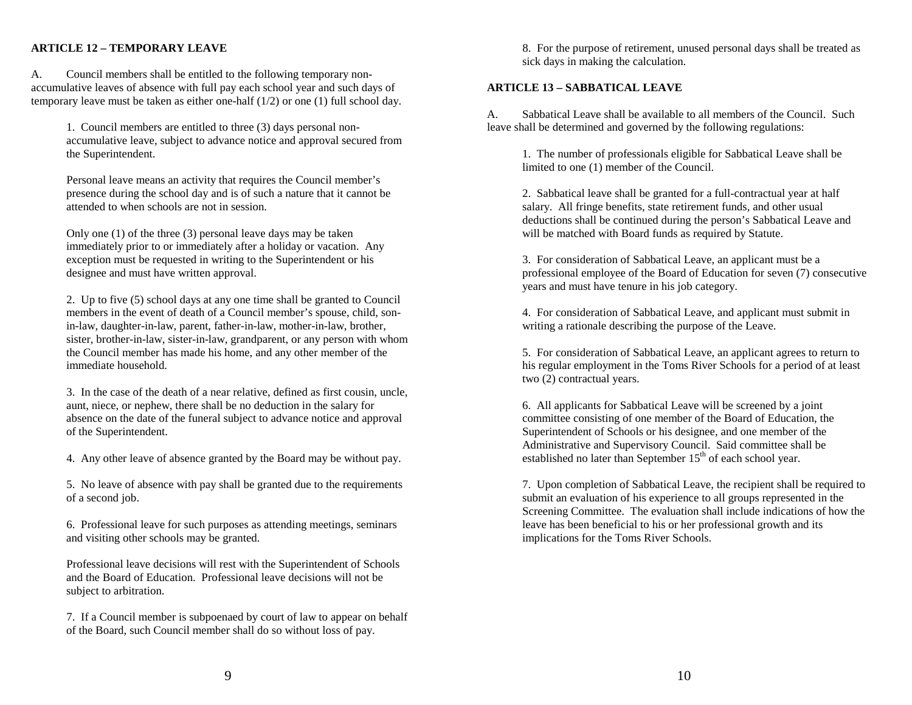## ARTICLE 12 – TEMPORARY LEAVE

A. Council members shall be entitled to the following temporary non-accumulative leaves of absence with full pay each school year and such days of temporary leave must be taken as either one-half (1/2) or one (1) full school day.

1. Council members are entitled to three (3) days personal non-accumulative leave, subject to advance notice and approval secured from the Superintendent.

Personal leave means an activity that requires the Council member's presence during the school day and is of such a nature that it cannot be attended to when schools are not in session.

Only one (1) of the three (3) personal leave days may be taken immediately prior to or immediately after a holiday or vacation. Any exception must be requested in writing to the Superintendent or his designee and must have written approval.

2. Up to five (5) school days at any one time shall be granted to Council members in the event of death of a Council member's spouse, child, son-in-law, daughter-in-law, parent, father-in-law, mother-in-law, brother, sister, brother-in-law, sister-in-law, grandparent, or any person with whom the Council member has made his home, and any other member of the immediate household.

3. In the case of the death of a near relative, defined as first cousin, uncle, aunt, niece, or nephew, there shall be no deduction in the salary for absence on the date of the funeral subject to advance notice and approval of the Superintendent.

4. Any other leave of absence granted by the Board may be without pay.

5. No leave of absence with pay shall be granted due to the requirements of a second job.

6. Professional leave for such purposes as attending meetings, seminars and visiting other schools may be granted.

Professional leave decisions will rest with the Superintendent of Schools and the Board of Education. Professional leave decisions will not be subject to arbitration.

7. If a Council member is subpoenaed by court of law to appear on behalf of the Board, such Council member shall do so without loss of pay.

8. For the purpose of retirement, unused personal days shall be treated as sick days in making the calculation.

## ARTICLE 13 – SABBATICAL LEAVE

A. Sabbatical Leave shall be available to all members of the Council. Such leave shall be determined and governed by the following regulations:

1. The number of professionals eligible for Sabbatical Leave shall be limited to one (1) member of the Council.

2. Sabbatical leave shall be granted for a full-contractual year at half salary. All fringe benefits, state retirement funds, and other usual deductions shall be continued during the person's Sabbatical Leave and will be matched with Board funds as required by Statute.

3. For consideration of Sabbatical Leave, an applicant must be a professional employee of the Board of Education for seven (7) consecutive years and must have tenure in his job category.

4. For consideration of Sabbatical Leave, and applicant must submit in writing a rationale describing the purpose of the Leave.

5. For consideration of Sabbatical Leave, an applicant agrees to return to his regular employment in the Toms River Schools for a period of at least two (2) contractual years.

6. All applicants for Sabbatical Leave will be screened by a joint committee consisting of one member of the Board of Education, the Superintendent of Schools or his designee, and one member of the Administrative and Supervisory Council. Said committee shall be established no later than September 15th of each school year.

7. Upon completion of Sabbatical Leave, the recipient shall be required to submit an evaluation of his experience to all groups represented in the Screening Committee. The evaluation shall include indications of how the leave has been beneficial to his or her professional growth and its implications for the Toms River Schools.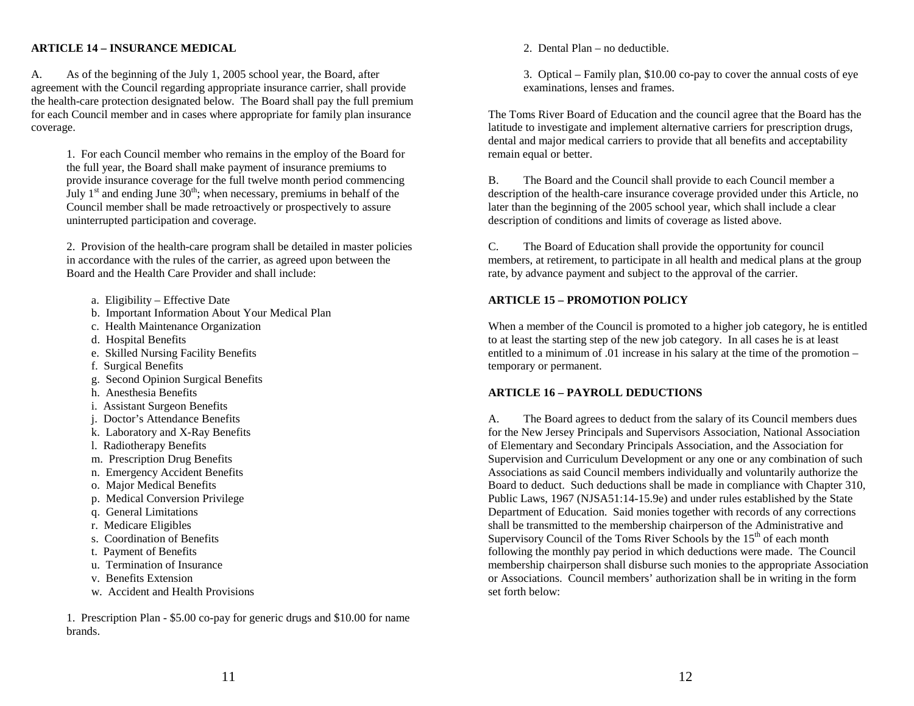## ARTICLE 14 – INSURANCE MEDICAL

A. As of the beginning of the July 1, 2005 school year, the Board, after agreement with the Council regarding appropriate insurance carrier, shall provide the health-care protection designated below. The Board shall pay the full premium for each Council member and in cases where appropriate for family plan insurance coverage.

1. For each Council member who remains in the employ of the Board for the full year, the Board shall make payment of insurance premiums to provide insurance coverage for the full twelve month period commencing July 1st and ending June 30th; when necessary, premiums in behalf of the Council member shall be made retroactively or prospectively to assure uninterrupted participation and coverage.

2. Provision of the health-care program shall be detailed in master policies in accordance with the rules of the carrier, as agreed upon between the Board and the Health Care Provider and shall include:

a. Eligibility – Effective Date
b. Important Information About Your Medical Plan
c. Health Maintenance Organization
d. Hospital Benefits
e. Skilled Nursing Facility Benefits
f. Surgical Benefits
g. Second Opinion Surgical Benefits
h. Anesthesia Benefits
i. Assistant Surgeon Benefits
j. Doctor's Attendance Benefits
k. Laboratory and X-Ray Benefits
l. Radiotherapy Benefits
m. Prescription Drug Benefits
n. Emergency Accident Benefits
o. Major Medical Benefits
p. Medical Conversion Privilege
q. General Limitations
r. Medicare Eligibles
s. Coordination of Benefits
t. Payment of Benefits
u. Termination of Insurance
v. Benefits Extension
w. Accident and Health Provisions

1. Prescription Plan - $5.00 co-pay for generic drugs and $10.00 for name brands.

2. Dental Plan – no deductible.

3. Optical – Family plan, $10.00 co-pay to cover the annual costs of eye examinations, lenses and frames.

The Toms River Board of Education and the council agree that the Board has the latitude to investigate and implement alternative carriers for prescription drugs, dental and major medical carriers to provide that all benefits and acceptability remain equal or better.

B. The Board and the Council shall provide to each Council member a description of the health-care insurance coverage provided under this Article, no later than the beginning of the 2005 school year, which shall include a clear description of conditions and limits of coverage as listed above.

C. The Board of Education shall provide the opportunity for council members, at retirement, to participate in all health and medical plans at the group rate, by advance payment and subject to the approval of the carrier.

## ARTICLE 15 – PROMOTION POLICY

When a member of the Council is promoted to a higher job category, he is entitled to at least the starting step of the new job category. In all cases he is at least entitled to a minimum of .01 increase in his salary at the time of the promotion – temporary or permanent.

## ARTICLE 16 – PAYROLL DEDUCTIONS

A. The Board agrees to deduct from the salary of its Council members dues for the New Jersey Principals and Supervisors Association, National Association of Elementary and Secondary Principals Association, and the Association for Supervision and Curriculum Development or any one or any combination of such Associations as said Council members individually and voluntarily authorize the Board to deduct. Such deductions shall be made in compliance with Chapter 310, Public Laws, 1967 (NJSA51:14-15.9e) and under rules established by the State Department of Education. Said monies together with records of any corrections shall be transmitted to the membership chairperson of the Administrative and Supervisory Council of the Toms River Schools by the 15th of each month following the monthly pay period in which deductions were made. The Council membership chairperson shall disburse such monies to the appropriate Association or Associations. Council members' authorization shall be in writing in the form set forth below: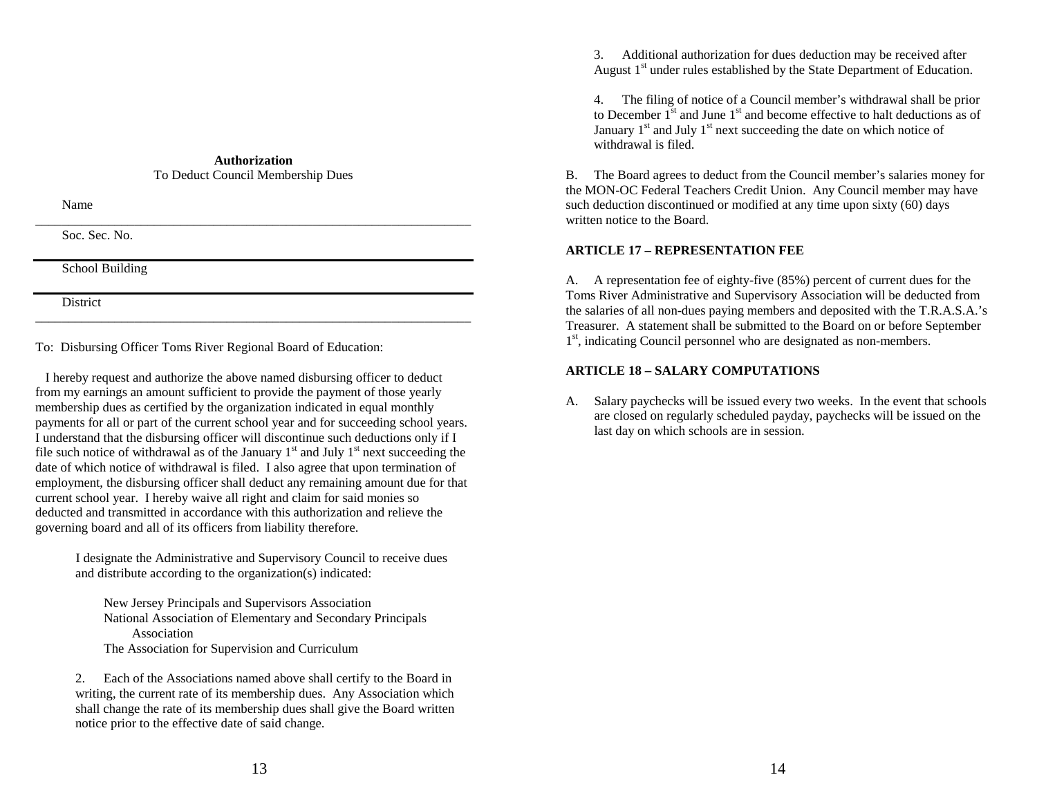**Authorization**
To Deduct Council Membership Dues

Name

---

Soc. Sec. No.

---

School Building

---

District

---

To: Disbursing Officer Toms River Regional Board of Education:

I hereby request and authorize the above named disbursing officer to deduct from my earnings an amount sufficient to provide the payment of those yearly membership dues as certified by the organization indicated in equal monthly payments for all or part of the current school year and for succeeding school years. I understand that the disbursing officer will discontinue such deductions only if I file such notice of withdrawal as of the January 1st and July 1st next succeeding the date of which notice of withdrawal is filed. I also agree that upon termination of employment, the disbursing officer shall deduct any remaining amount due for that current school year. I hereby waive all right and claim for said monies so deducted and transmitted in accordance with this authorization and relieve the governing board and all of its officers from liability therefore.

I designate the Administrative and Supervisory Council to receive dues and distribute according to the organization(s) indicated:

New Jersey Principals and Supervisors Association
National Association of Elementary and Secondary Principals Association
The Association for Supervision and Curriculum

2. Each of the Associations named above shall certify to the Board in writing, the current rate of its membership dues. Any Association which shall change the rate of its membership dues shall give the Board written notice prior to the effective date of said change.

3. Additional authorization for dues deduction may be received after August 1st under rules established by the State Department of Education.

4. The filing of notice of a Council member's withdrawal shall be prior to December 1st and June 1st and become effective to halt deductions as of January 1st and July 1st next succeeding the date on which notice of withdrawal is filed.

B. The Board agrees to deduct from the Council member's salaries money for the MON-OC Federal Teachers Credit Union. Any Council member may have such deduction discontinued or modified at any time upon sixty (60) days written notice to the Board.

## ARTICLE 17 – REPRESENTATION FEE

A. A representation fee of eighty-five (85%) percent of current dues for the Toms River Administrative and Supervisory Association will be deducted from the salaries of all non-dues paying members and deposited with the T.R.A.S.A.'s Treasurer. A statement shall be submitted to the Board on or before September 1st, indicating Council personnel who are designated as non-members.

## ARTICLE 18 – SALARY COMPUTATIONS

A. Salary paychecks will be issued every two weeks. In the event that schools are closed on regularly scheduled payday, paychecks will be issued on the last day on which schools are in session.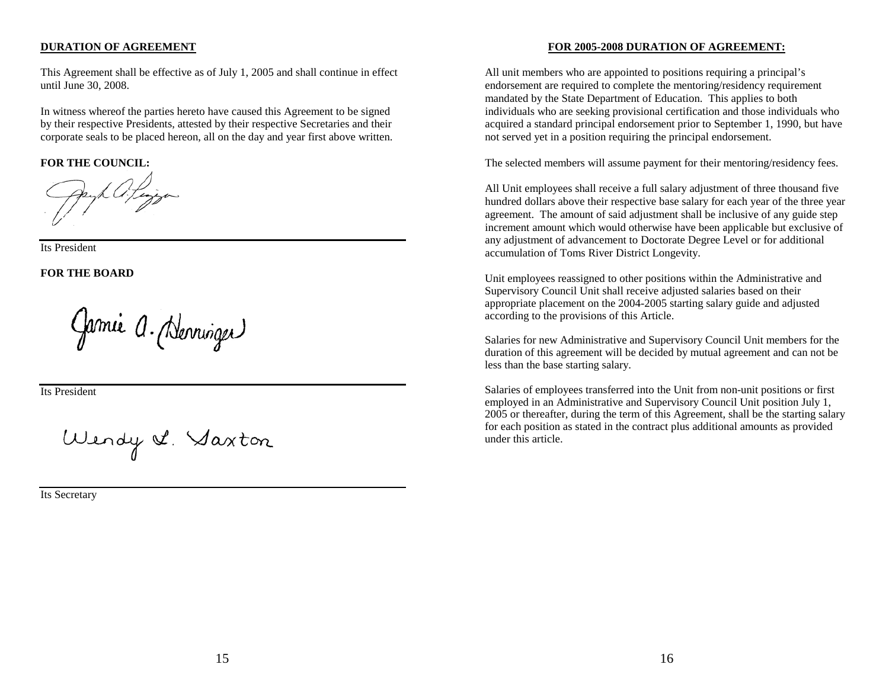## DURATION OF AGREEMENT

This Agreement shall be effective as of July 1, 2005 and shall continue in effect until June 30, 2008.

In witness whereof the parties hereto have caused this Agreement to be signed by their respective Presidents, attested by their respective Secretaries and their corporate seals to be placed hereon, all on the day and year first above written.

**FOR THE COUNCIL:**

Its President

**FOR THE BOARD**

Its President

Its Secretary

## FOR 2005-2008 DURATION OF AGREEMENT:

All unit members who are appointed to positions requiring a principal's endorsement are required to complete the mentoring/residency requirement mandated by the State Department of Education. This applies to both individuals who are seeking provisional certification and those individuals who acquired a standard principal endorsement prior to September 1, 1990, but have not served yet in a position requiring the principal endorsement.

The selected members will assume payment for their mentoring/residency fees.

All Unit employees shall receive a full salary adjustment of three thousand five hundred dollars above their respective base salary for each year of the three year agreement. The amount of said adjustment shall be inclusive of any guide step increment amount which would otherwise have been applicable but exclusive of any adjustment of advancement to Doctorate Degree Level or for additional accumulation of Toms River District Longevity.

Unit employees reassigned to other positions within the Administrative and Supervisory Council Unit shall receive adjusted salaries based on their appropriate placement on the 2004-2005 starting salary guide and adjusted according to the provisions of this Article.

Salaries for new Administrative and Supervisory Council Unit members for the duration of this agreement will be decided by mutual agreement and can not be less than the base starting salary.

Salaries of employees transferred into the Unit from non-unit positions or first employed in an Administrative and Supervisory Council Unit position July 1, 2005 or thereafter, during the term of this Agreement, shall be the starting salary for each position as stated in the contract plus additional amounts as provided under this article.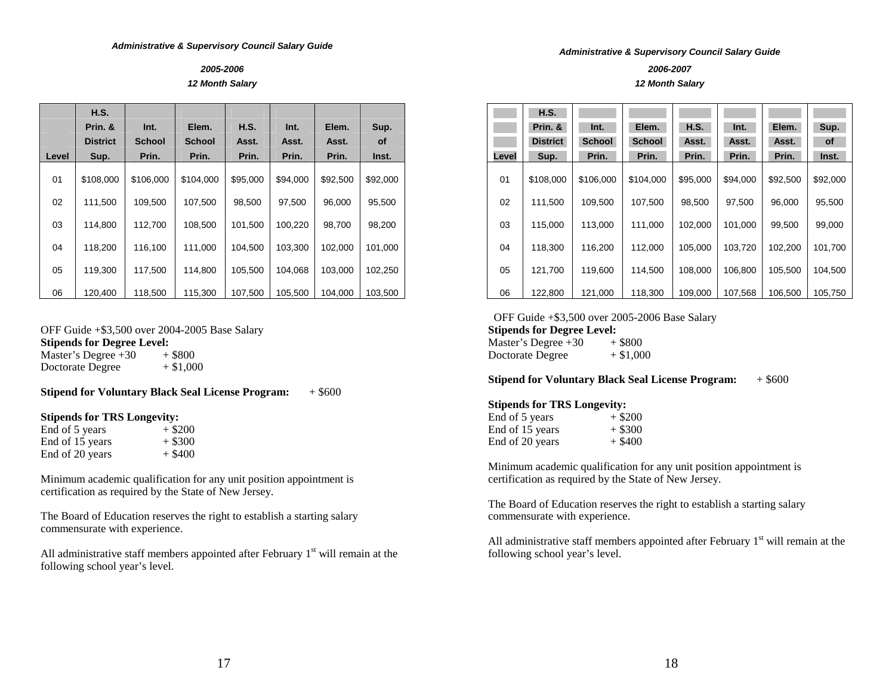***Administrative & Supervisory Council Salary Guide***

***2005-2006***

***12 Month Salary***

| Level | H.S. Prin. & District Sup. | Int. School Prin. | Elem. School Prin. | H.S. Asst. Prin. | Int. Asst. Prin. | Elem. Asst. Prin. | Sup. of Inst. |
|---|---|---|---|---|---|---|---|
| 01 | $108,000 | $106,000 | $104,000 | $95,000 | $94,000 | $92,500 | $92,000 |
| 02 | 111,500 | 109,500 | 107,500 | 98,500 | 97,500 | 96,000 | 95,500 |
| 03 | 114,800 | 112,700 | 108,500 | 101,500 | 100,220 | 98,700 | 98,200 |
| 04 | 118,200 | 116,100 | 111,000 | 104,500 | 103,300 | 102,000 | 101,000 |
| 05 | 119,300 | 117,500 | 114,800 | 105,500 | 104,068 | 103,000 | 102,250 |
| 06 | 120,400 | 118,500 | 115,300 | 107,500 | 105,500 | 104,000 | 103,500 |

OFF Guide +$3,500 over 2004-2005 Base Salary

**Stipends for Degree Level:**

Master's Degree +30 + $800

Doctorate Degree + $1,000

**Stipend for Voluntary Black Seal License Program:** + $600

**Stipends for TRS Longevity:**

End of 5 years + $200

End of 15 years + $300

End of 20 years + $400

Minimum academic qualification for any unit position appointment is certification as required by the State of New Jersey.

The Board of Education reserves the right to establish a starting salary commensurate with experience.

All administrative staff members appointed after February 1st will remain at the following school year's level.

***Administrative & Supervisory Council Salary Guide***

***2006-2007***

***12 Month Salary***

| Level | H.S. Prin. & District Sup. | Int. School Prin. | Elem. School Prin. | H.S. Asst. Prin. | Int. Asst. Prin. | Elem. Asst. Prin. | Sup. of Inst. |
|---|---|---|---|---|---|---|---|
| 01 | $108,000 | $106,000 | $104,000 | $95,000 | $94,000 | $92,500 | $92,000 |
| 02 | 111,500 | 109,500 | 107,500 | 98,500 | 97,500 | 96,000 | 95,500 |
| 03 | 115,000 | 113,000 | 111,000 | 102,000 | 101,000 | 99,500 | 99,000 |
| 04 | 118,300 | 116,200 | 112,000 | 105,000 | 103,720 | 102,200 | 101,700 |
| 05 | 121,700 | 119,600 | 114,500 | 108,000 | 106,800 | 105,500 | 104,500 |
| 06 | 122,800 | 121,000 | 118,300 | 109,000 | 107,568 | 106,500 | 105,750 |

OFF Guide +$3,500 over 2005-2006 Base Salary

**Stipends for Degree Level:**

Master's Degree +30 + $800

Doctorate Degree + $1,000

**Stipend for Voluntary Black Seal License Program:** + $600

**Stipends for TRS Longevity:**

End of 5 years + $200

End of 15 years + $300

End of 20 years + $400

Minimum academic qualification for any unit position appointment is certification as required by the State of New Jersey.

The Board of Education reserves the right to establish a starting salary commensurate with experience.

All administrative staff members appointed after February 1st will remain at the following school year's level.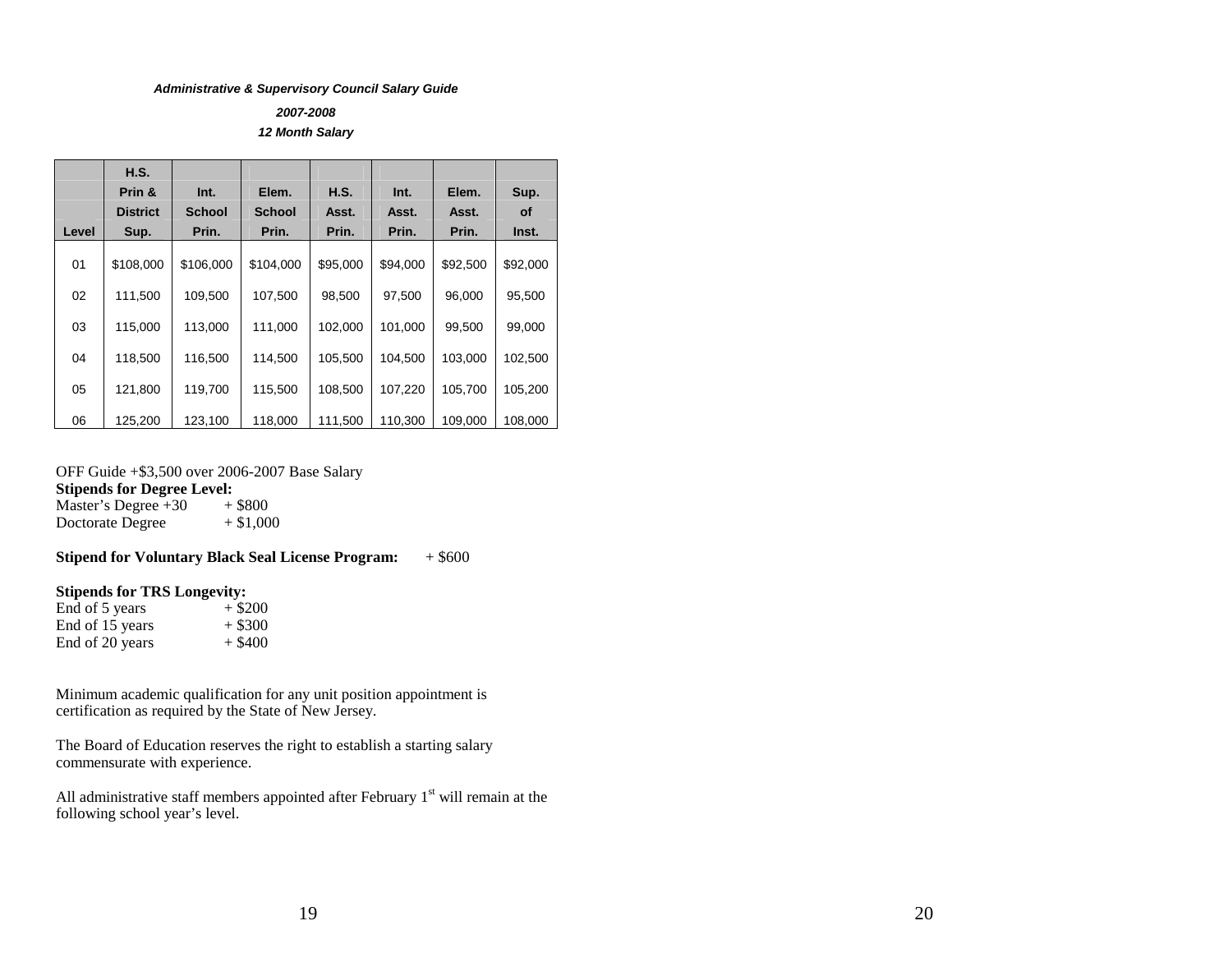***Administrative & Supervisory Council Salary Guide***

***2007-2008***

***12 Month Salary***

| Level | H.S. Prin & District Sup. | Int. School Prin. | Elem. School Prin. | H.S. Asst. Prin. | Int. Asst. Prin. | Elem. Asst. Prin. | Sup. of Inst. |
|---|---|---|---|---|---|---|---|
| 01 | $108,000 | $106,000 | $104,000 | $95,000 | $94,000 | $92,500 | $92,000 |
| 02 | 111,500 | 109,500 | 107,500 | 98,500 | 97,500 | 96,000 | 95,500 |
| 03 | 115,000 | 113,000 | 111,000 | 102,000 | 101,000 | 99,500 | 99,000 |
| 04 | 118,500 | 116,500 | 114,500 | 105,500 | 104,500 | 103,000 | 102,500 |
| 05 | 121,800 | 119,700 | 115,500 | 108,500 | 107,220 | 105,700 | 105,200 |
| 06 | 125,200 | 123,100 | 118,000 | 111,500 | 110,300 | 109,000 | 108,000 |

OFF Guide +$3,500 over 2006-2007 Base Salary

**Stipends for Degree Level:**

Master's Degree +30 + $800

Doctorate Degree + $1,000

**Stipend for Voluntary Black Seal License Program:** + $600

**Stipends for TRS Longevity:**

End of 5 years + $200

End of 15 years + $300

End of 20 years + $400

Minimum academic qualification for any unit position appointment is certification as required by the State of New Jersey.

The Board of Education reserves the right to establish a starting salary commensurate with experience.

All administrative staff members appointed after February 1st will remain at the following school year's level.